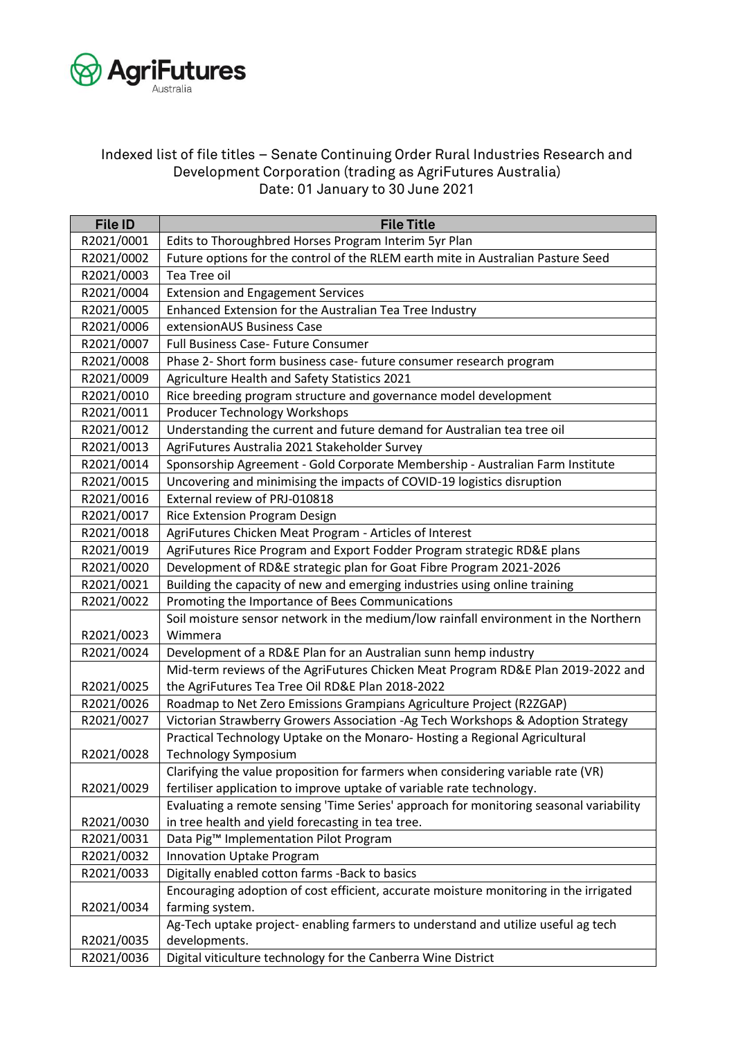AgriFutures Australia

# Indexed list of file titles – Senate Continuing Order Rural Industries Research and Development Corporation (trading as AgriFutures Australia)

Date: 01 January to 30 June 2021

| File ID | File Title |
|---|---|
| R2021/0001 | Edits to Thoroughbred Horses Program Interim 5yr Plan |
| R2021/0002 | Future options for the control of the RLEM earth mite in Australian Pasture Seed |
| R2021/0003 | Tea Tree oil |
| R2021/0004 | Extension and Engagement Services |
| R2021/0005 | Enhanced Extension for the Australian Tea Tree Industry |
| R2021/0006 | extensionAUS Business Case |
| R2021/0007 | Full Business Case- Future Consumer |
| R2021/0008 | Phase 2- Short form business case- future consumer research program |
| R2021/0009 | Agriculture Health and Safety Statistics 2021 |
| R2021/0010 | Rice breeding program structure and governance model development |
| R2021/0011 | Producer Technology Workshops |
| R2021/0012 | Understanding the current and future demand for Australian tea tree oil |
| R2021/0013 | AgriFutures Australia 2021 Stakeholder Survey |
| R2021/0014 | Sponsorship Agreement - Gold Corporate Membership - Australian Farm Institute |
| R2021/0015 | Uncovering and minimising the impacts of COVID-19 logistics disruption |
| R2021/0016 | External review of PRJ-010818 |
| R2021/0017 | Rice Extension Program Design |
| R2021/0018 | AgriFutures Chicken Meat Program - Articles of Interest |
| R2021/0019 | AgriFutures Rice Program and Export Fodder Program strategic RD&E plans |
| R2021/0020 | Development of RD&E strategic plan for Goat Fibre Program 2021-2026 |
| R2021/0021 | Building the capacity of new and emerging industries using online training |
| R2021/0022 | Promoting the Importance of Bees Communications |
| R2021/0023 | Soil moisture sensor network in the medium/low rainfall environment in the Northern Wimmera |
| R2021/0024 | Development of a RD&E Plan for an Australian sunn hemp industry |
| R2021/0025 | Mid-term reviews of the AgriFutures Chicken Meat Program RD&E Plan 2019-2022 and the AgriFutures Tea Tree Oil RD&E Plan 2018-2022 |
| R2021/0026 | Roadmap to Net Zero Emissions Grampians Agriculture Project (R2ZGAP) |
| R2021/0027 | Victorian Strawberry Growers Association -Ag Tech Workshops & Adoption Strategy |
| R2021/0028 | Practical Technology Uptake on the Monaro- Hosting a Regional Agricultural Technology Symposium |
| R2021/0029 | Clarifying the value proposition for farmers when considering variable rate (VR) fertiliser application to improve uptake of variable rate technology. |
| R2021/0030 | Evaluating a remote sensing 'Time Series' approach for monitoring seasonal variability in tree health and yield forecasting in tea tree. |
| R2021/0031 | Data Pig™ Implementation Pilot Program |
| R2021/0032 | Innovation Uptake Program |
| R2021/0033 | Digitally enabled cotton farms -Back to basics |
| R2021/0034 | Encouraging adoption of cost efficient, accurate moisture monitoring in the irrigated farming system. |
| R2021/0035 | Ag-Tech uptake project- enabling farmers to understand and utilize useful ag tech developments. |
| R2021/0036 | Digital viticulture technology for the Canberra Wine District |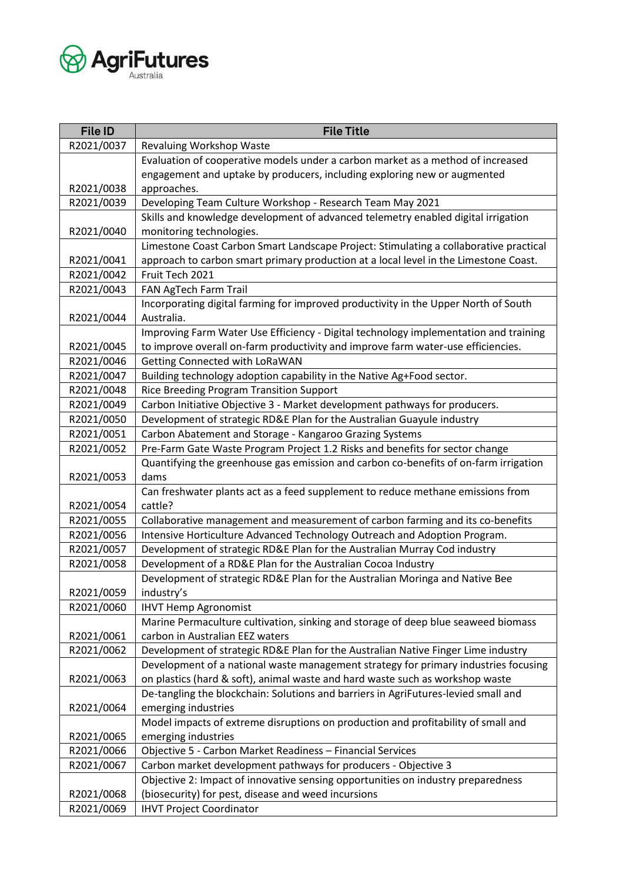| File ID | File Title |
|---|---|
| R2021/0037 | Revaluing Workshop Waste |
| R2021/0038 | Evaluation of cooperative models under a carbon market as a method of increased engagement and uptake by producers, including exploring new or augmented approaches. |
| R2021/0039 | Developing Team Culture Workshop - Research Team May 2021 |
| R2021/0040 | Skills and knowledge development of advanced telemetry enabled digital irrigation monitoring technologies. |
| R2021/0041 | Limestone Coast Carbon Smart Landscape Project: Stimulating a collaborative practical approach to carbon smart primary production at a local level in the Limestone Coast. |
| R2021/0042 | Fruit Tech 2021 |
| R2021/0043 | FAN AgTech Farm Trail |
| R2021/0044 | Incorporating digital farming for improved productivity in the Upper North of South Australia. |
| R2021/0045 | Improving Farm Water Use Efficiency - Digital technology implementation and training to improve overall on-farm productivity and improve farm water-use efficiencies. |
| R2021/0046 | Getting Connected with LoRaWAN |
| R2021/0047 | Building technology adoption capability in the Native Ag+Food sector. |
| R2021/0048 | Rice Breeding Program Transition Support |
| R2021/0049 | Carbon Initiative Objective 3 - Market development pathways for producers. |
| R2021/0050 | Development of strategic RD&E Plan for the Australian Guayule industry |
| R2021/0051 | Carbon Abatement and Storage - Kangaroo Grazing Systems |
| R2021/0052 | Pre-Farm Gate Waste Program Project 1.2 Risks and benefits for sector change |
| R2021/0053 | Quantifying the greenhouse gas emission and carbon co-benefits of on-farm irrigation dams |
| R2021/0054 | Can freshwater plants act as a feed supplement to reduce methane emissions from cattle? |
| R2021/0055 | Collaborative management and measurement of carbon farming and its co-benefits |
| R2021/0056 | Intensive Horticulture Advanced Technology Outreach and Adoption Program. |
| R2021/0057 | Development of strategic RD&E Plan for the Australian Murray Cod industry |
| R2021/0058 | Development of a RD&E Plan for the Australian Cocoa Industry |
| R2021/0059 | Development of strategic RD&E Plan for the Australian Moringa and Native Bee industry's |
| R2021/0060 | IHVT Hemp Agronomist |
| R2021/0061 | Marine Permaculture cultivation, sinking and storage of deep blue seaweed biomass carbon in Australian EEZ waters |
| R2021/0062 | Development of strategic RD&E Plan for the Australian Native Finger Lime industry |
| R2021/0063 | Development of a national waste management strategy for primary industries focusing on plastics (hard & soft), animal waste and hard waste such as workshop waste |
| R2021/0064 | De-tangling the blockchain: Solutions and barriers in AgriFutures-levied small and emerging industries |
| R2021/0065 | Model impacts of extreme disruptions on production and profitability of small and emerging industries |
| R2021/0066 | Objective 5 - Carbon Market Readiness – Financial Services |
| R2021/0067 | Carbon market development pathways for producers - Objective 3 |
| R2021/0068 | Objective 2: Impact of innovative sensing opportunities on industry preparedness (biosecurity) for pest, disease and weed incursions |
| R2021/0069 | IHVT Project Coordinator |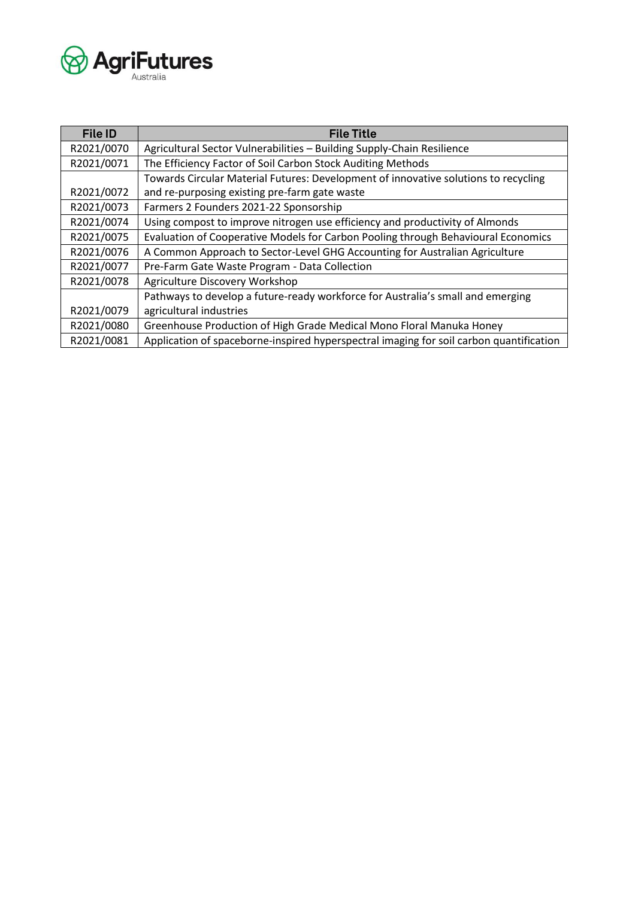| File ID | File Title |
|---|---|
| R2021/0070 | Agricultural Sector Vulnerabilities – Building Supply-Chain Resilience |
| R2021/0071 | The Efficiency Factor of Soil Carbon Stock Auditing Methods |
| R2021/0072 | Towards Circular Material Futures: Development of innovative solutions to recycling and re-purposing existing pre-farm gate waste |
| R2021/0073 | Farmers 2 Founders 2021-22 Sponsorship |
| R2021/0074 | Using compost to improve nitrogen use efficiency and productivity of Almonds |
| R2021/0075 | Evaluation of Cooperative Models for Carbon Pooling through Behavioural Economics |
| R2021/0076 | A Common Approach to Sector-Level GHG Accounting for Australian Agriculture |
| R2021/0077 | Pre-Farm Gate Waste Program - Data Collection |
| R2021/0078 | Agriculture Discovery Workshop |
| R2021/0079 | Pathways to develop a future-ready workforce for Australia's small and emerging agricultural industries |
| R2021/0080 | Greenhouse Production of High Grade Medical Mono Floral Manuka Honey |
| R2021/0081 | Application of spaceborne-inspired hyperspectral imaging for soil carbon quantification |